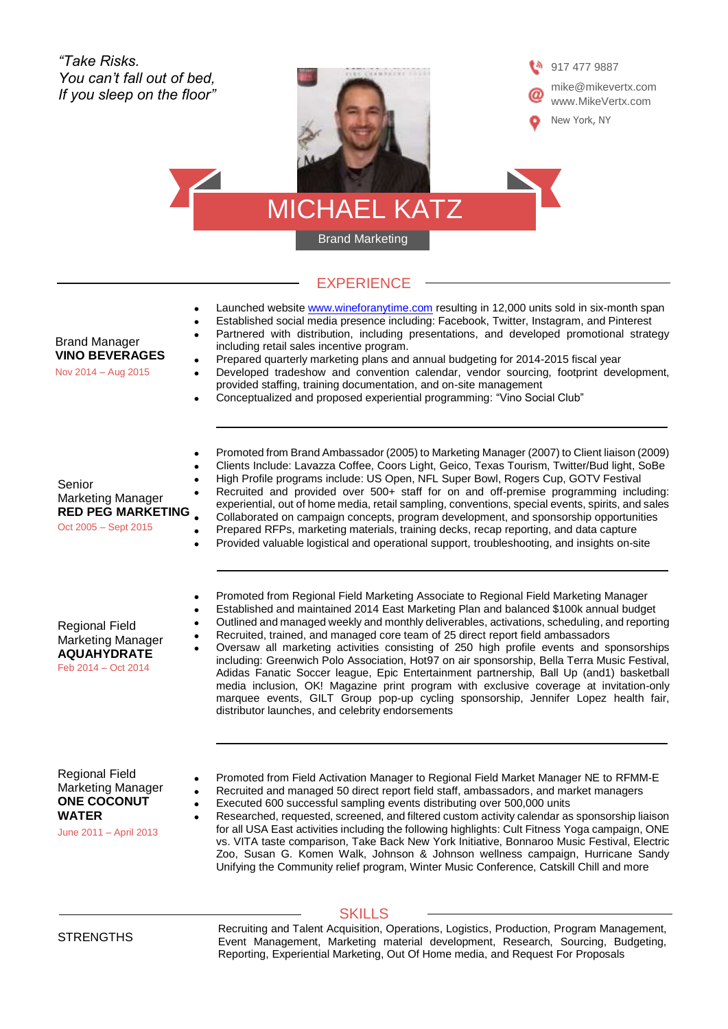*"Take Risks.
You can't fall out of bed,
If you sleep on the floor"*

917 477 9887
mike@mikevertx.com
www.MikeVertx.com
New York, NY

# MICHAEL KATZ

Brand Marketing

## EXPERIENCE

Brand Manager
**VINO BEVERAGES**
Nov 2014 – Aug 2015

- Launched website www.wineforanytime.com resulting in 12,000 units sold in six-month span
- Established social media presence including: Facebook, Twitter, Instagram, and Pinterest
- Partnered with distribution, including presentations, and developed promotional strategy including retail sales incentive program.
- Prepared quarterly marketing plans and annual budgeting for 2014-2015 fiscal year
- Developed tradeshow and convention calendar, vendor sourcing, footprint development, provided staffing, training documentation, and on-site management
- Conceptualized and proposed experiential programming: "Vino Social Club"

Senior
Marketing Manager
**RED PEG MARKETING**
Oct 2005 – Sept 2015

- Promoted from Brand Ambassador (2005) to Marketing Manager (2007) to Client liaison (2009)
- Clients Include: Lavazza Coffee, Coors Light, Geico, Texas Tourism, Twitter/Bud light, SoBe
- High Profile programs include: US Open, NFL Super Bowl, Rogers Cup, GOTV Festival
- Recruited and provided over 500+ staff for on and off-premise programming including: experiential, out of home media, retail sampling, conventions, special events, spirits, and sales
- Collaborated on campaign concepts, program development, and sponsorship opportunities
- Prepared RFPs, marketing materials, training decks, recap reporting, and data capture
- Provided valuable logistical and operational support, troubleshooting, and insights on-site

Regional Field
Marketing Manager
**AQUAHYDRATE**
Feb 2014 – Oct 2014

- Promoted from Regional Field Marketing Associate to Regional Field Marketing Manager
- Established and maintained 2014 East Marketing Plan and balanced $100k annual budget
- Outlined and managed weekly and monthly deliverables, activations, scheduling, and reporting
- Recruited, trained, and managed core team of 25 direct report field ambassadors
- Oversaw all marketing activities consisting of 250 high profile events and sponsorships including: Greenwich Polo Association, Hot97 on air sponsorship, Bella Terra Music Festival, Adidas Fanatic Soccer league, Epic Entertainment partnership, Ball Up (and1) basketball media inclusion, OK! Magazine print program with exclusive coverage at invitation-only marquee events, GILT Group pop-up cycling sponsorship, Jennifer Lopez health fair, distributor launches, and celebrity endorsements

Regional Field
Marketing Manager
**ONE COCONUT WATER**
June 2011 – April 2013

- Promoted from Field Activation Manager to Regional Field Market Manager NE to RFMM-E
- Recruited and managed 50 direct report field staff, ambassadors, and market managers
- Executed 600 successful sampling events distributing over 500,000 units
- Researched, requested, screened, and filtered custom activity calendar as sponsorship liaison for all USA East activities including the following highlights: Cult Fitness Yoga campaign, ONE vs. VITA taste comparison, Take Back New York Initiative, Bonnaroo Music Festival, Electric Zoo, Susan G. Komen Walk, Johnson & Johnson wellness campaign, Hurricane Sandy Unifying the Community relief program, Winter Music Conference, Catskill Chill and more

## SKILLS

STRENGTHS

Recruiting and Talent Acquisition, Operations, Logistics, Production, Program Management, Event Management, Marketing material development, Research, Sourcing, Budgeting, Reporting, Experiential Marketing, Out Of Home media, and Request For Proposals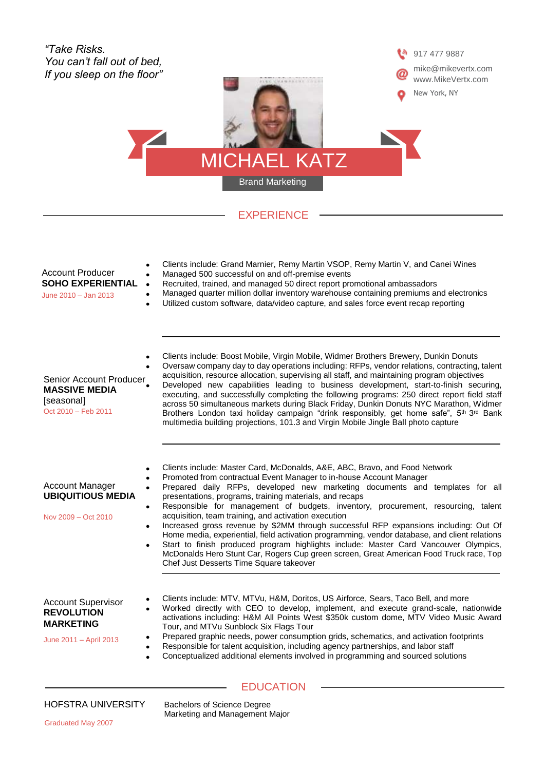*"Take Risks.
You can't fall out of bed,
If you sleep on the floor"*

917 477 9887
mike@mikevertx.com
www.MikeVertx.com
New York, NY

# MICHAEL KATZ

Brand Marketing

## EXPERIENCE

Account Producer
**SOHO EXPERIENTIAL**
June 2010 – Jan 2013

- Clients include: Grand Marnier, Remy Martin VSOP, Remy Martin V, and Canei Wines
- Managed 500 successful on and off-premise events
- Recruited, trained, and managed 50 direct report promotional ambassadors
- Managed quarter million dollar inventory warehouse containing premiums and electronics
- Utilized custom software, data/video capture, and sales force event recap reporting

---

Senior Account Producer
**MASSIVE MEDIA**
[seasonal]
Oct 2010 – Feb 2011

- Clients include: Boost Mobile, Virgin Mobile, Widmer Brothers Brewery, Dunkin Donuts
- Oversaw company day to day operations including: RFPs, vendor relations, contracting, talent acquisition, resource allocation, supervising all staff, and maintaining program objectives
- Developed new capabilities leading to business development, start-to-finish securing, executing, and successfully completing the following programs: 250 direct report field staff across 50 simultaneous markets during Black Friday, Dunkin Donuts NYC Marathon, Widmer Brothers London taxi holiday campaign "drink responsibly, get home safe", 5th 3rd Bank multimedia building projections, 101.3 and Virgin Mobile Jingle Ball photo capture

---

Account Manager
**UBIQUITIOUS MEDIA**
Nov 2009 – Oct 2010

- Clients include: Master Card, McDonalds, A&E, ABC, Bravo, and Food Network
- Promoted from contractual Event Manager to in-house Account Manager
- Prepared daily RFPs, developed new marketing documents and templates for all presentations, programs, training materials, and recaps
- Responsible for management of budgets, inventory, procurement, resourcing, talent acquisition, team training, and activation execution
- Increased gross revenue by $2MM through successful RFP expansions including: Out Of Home media, experiential, field activation programming, vendor database, and client relations
- Start to finish produced program highlights include: Master Card Vancouver Olympics, McDonalds Hero Stunt Car, Rogers Cup green screen, Great American Food Truck race, Top Chef Just Desserts Time Square takeover

---

Account Supervisor
**REVOLUTION MARKETING**
June 2011 – April 2013

- Clients include: MTV, MTVu, H&M, Doritos, US Airforce, Sears, Taco Bell, and more
- Worked directly with CEO to develop, implement, and execute grand-scale, nationwide activations including: H&M All Points West $350k custom dome, MTV Video Music Award Tour, and MTVu Sunblock Six Flags Tour
- Prepared graphic needs, power consumption grids, schematics, and activation footprints
- Responsible for talent acquisition, including agency partnerships, and labor staff
- Conceptualized additional elements involved in programming and sourced solutions

## EDUCATION

HOFSTRA UNIVERSITY
Graduated May 2007

Bachelors of Science Degree
Marketing and Management Major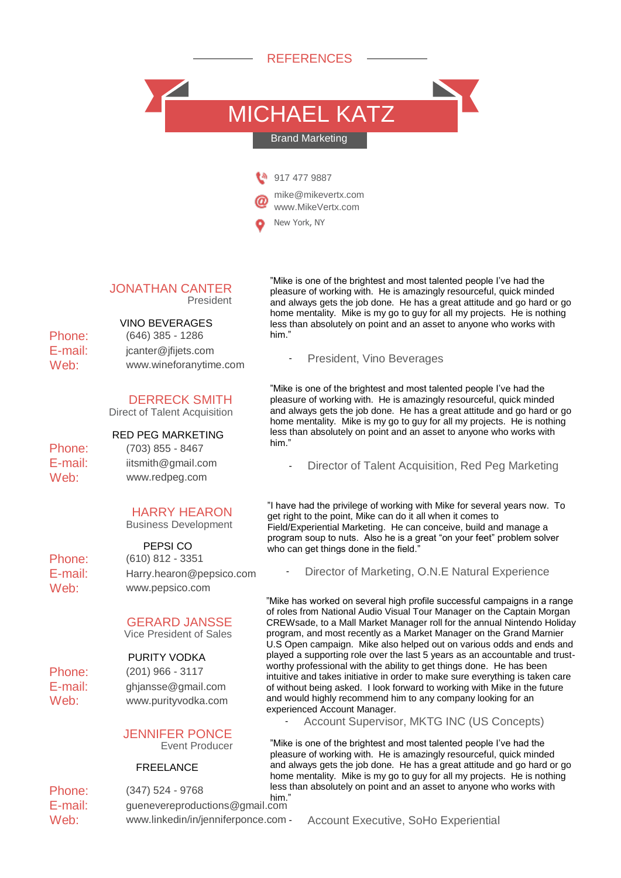REFERENCES

# MICHAEL KATZ

Brand Marketing

917 477 9887

mike@mikevertx.com
www.MikeVertx.com

New York, NY

## JONATHAN CANTER
President

VINO BEVERAGES

Phone: (646) 385 - 1286
E-mail: jcanter@jfijets.com
Web: www.wineforanytime.com

"Mike is one of the brightest and most talented people I've had the pleasure of working with. He is amazingly resourceful, quick minded and always gets the job done. He has a great attitude and go hard or go home mentality. Mike is my go to guy for all my projects. He is nothing less than absolutely on point and an asset to anyone who works with him."

- President, Vino Beverages

## DERRECK SMITH
Direct of Talent Acquisition

RED PEG MARKETING

Phone: (703) 855 - 8467
E-mail: iitsmith@gmail.com
Web: www.redpeg.com

"Mike is one of the brightest and most talented people I've had the pleasure of working with. He is amazingly resourceful, quick minded and always gets the job done. He has a great attitude and go hard or go home mentality. Mike is my go to guy for all my projects. He is nothing less than absolutely on point and an asset to anyone who works with him."

- Director of Talent Acquisition, Red Peg Marketing

## HARRY HEARON
Business Development

PEPSI CO

Phone: (610) 812 - 3351
E-mail: Harry.hearon@pepsico.com
Web: www.pepsico.com

"I have had the privilege of working with Mike for several years now. To get right to the point, Mike can do it all when it comes to Field/Experiential Marketing. He can conceive, build and manage a program soup to nuts. Also he is a great "on your feet" problem solver who can get things done in the field."

- Director of Marketing, O.N.E Natural Experience

## GERARD JANSSE
Vice President of Sales

PURITY VODKA

Phone: (201) 966 - 3117
E-mail: ghjansse@gmail.com
Web: www.purityvodka.com

"Mike has worked on several high profile successful campaigns in a range of roles from National Audio Visual Tour Manager on the Captain Morgan CREWsade, to a Mall Market Manager roll for the annual Nintendo Holiday program, and most recently as a Market Manager on the Grand Marnier U.S Open campaign. Mike also helped out on various odds and ends and played a supporting role over the last 5 years as an accountable and trust-worthy professional with the ability to get things done. He has been intuitive and takes initiative in order to make sure everything is taken care of without being asked. I look forward to working with Mike in the future and would highly recommend him to any company looking for an experienced Account Manager.

- Account Supervisor, MKTG INC (US Concepts)

## JENNIFER PONCE
Event Producer

FREELANCE

Phone: (347) 524 - 9768
E-mail: guenevereproductions@gmail.com
Web: www.linkedin/in/jenniferponce.com

"Mike is one of the brightest and most talented people I've had the pleasure of working with. He is amazingly resourceful, quick minded and always gets the job done. He has a great attitude and go hard or go home mentality. Mike is my go to guy for all my projects. He is nothing less than absolutely on point and an asset to anyone who works with him."

- Account Executive, SoHo Experiential